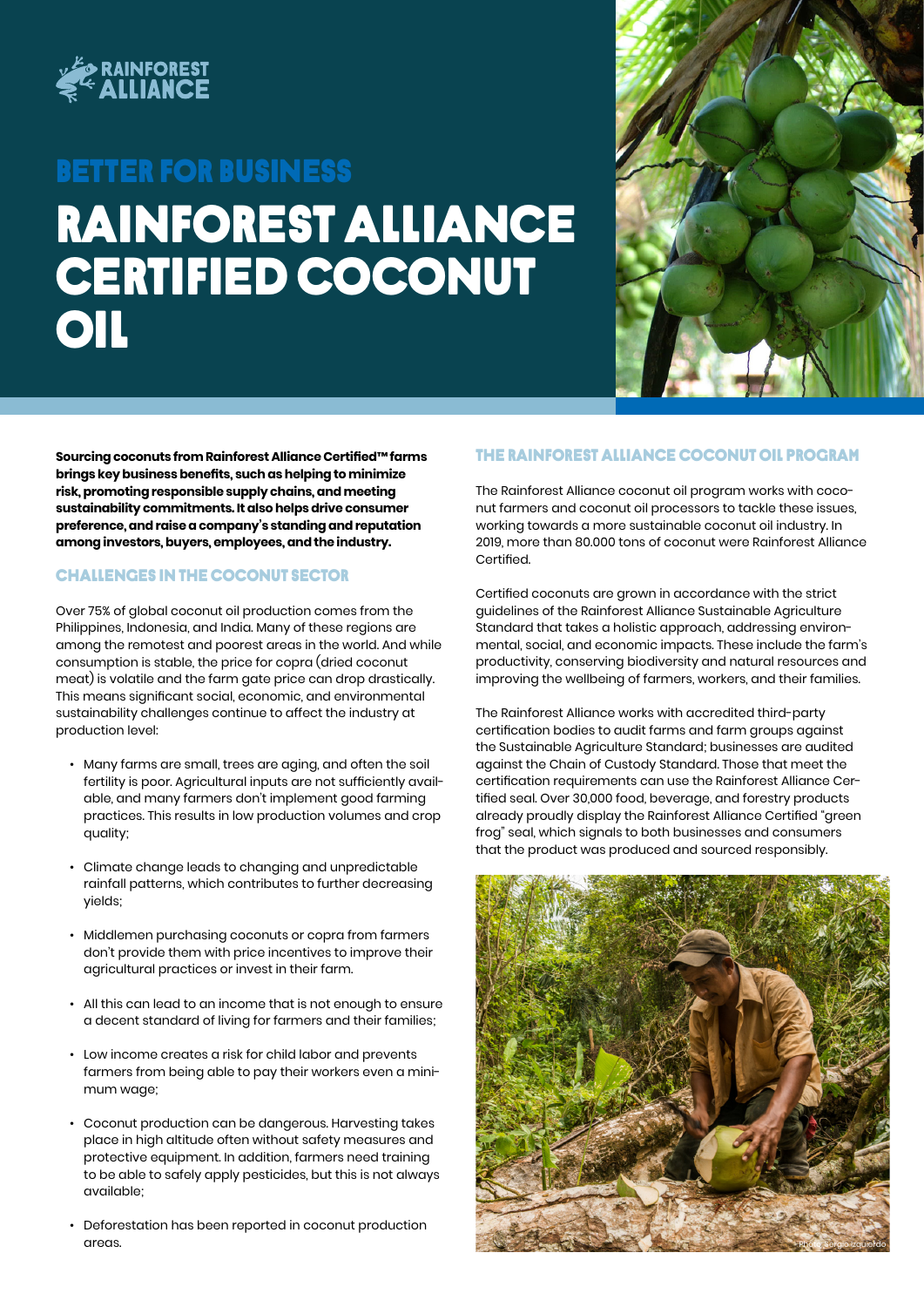RAINFOREST ALLIANCE

## BETTER FOR BUSINESS

# RAINFOREST ALLIANCE CERTIFIED COCONUT OIL

**Sourcing coconuts from Rainforest Alliance Certified™ farms brings key business benefits, such as helping to minimize risk, promoting responsible supply chains, and meeting sustainability commitments. It also helps drive consumer preference, and raise a company's standing and reputation among investors, buyers, employees, and the industry.**

## CHALLENGES IN THE COCONUT SECTOR

Over 75% of global coconut oil production comes from the Philippines, Indonesia, and India. Many of these regions are among the remotest and poorest areas in the world. And while consumption is stable, the price for copra (dried coconut meat) is volatile and the farm gate price can drop drastically. This means significant social, economic, and environmental sustainability challenges continue to affect the industry at production level:

- Many farms are small, trees are aging, and often the soil fertility is poor. Agricultural inputs are not sufficiently available, and many farmers don't implement good farming practices. This results in low production volumes and crop quality;
- Climate change leads to changing and unpredictable rainfall patterns, which contributes to further decreasing yields;
- Middlemen purchasing coconuts or copra from farmers don't provide them with price incentives to improve their agricultural practices or invest in their farm.
- All this can lead to an income that is not enough to ensure a decent standard of living for farmers and their families;
- Low income creates a risk for child labor and prevents farmers from being able to pay their workers even a minimum wage;
- Coconut production can be dangerous. Harvesting takes place in high altitude often without safety measures and protective equipment. In addition, farmers need training to be able to safely apply pesticides, but this is not always available;
- Deforestation has been reported in coconut production areas.

## THE RAINFOREST ALLIANCE COCONUT OIL PROGRAM

The Rainforest Alliance coconut oil program works with coconut farmers and coconut oil processors to tackle these issues, working towards a more sustainable coconut oil industry. In 2019, more than 80.000 tons of coconut were Rainforest Alliance Certified.

Certified coconuts are grown in accordance with the strict guidelines of the Rainforest Alliance Sustainable Agriculture Standard that takes a holistic approach, addressing environmental, social, and economic impacts. These include the farm's productivity, conserving biodiversity and natural resources and improving the wellbeing of farmers, workers, and their families.

The Rainforest Alliance works with accredited third-party certification bodies to audit farms and farm groups against the Sustainable Agriculture Standard; businesses are audited against the Chain of Custody Standard. Those that meet the certification requirements can use the Rainforest Alliance Certified seal. Over 30,000 food, beverage, and forestry products already proudly display the Rainforest Alliance Certified "green frog" seal, which signals to both businesses and consumers that the product was produced and sourced responsibly.

Photo: Sergio Izquierdo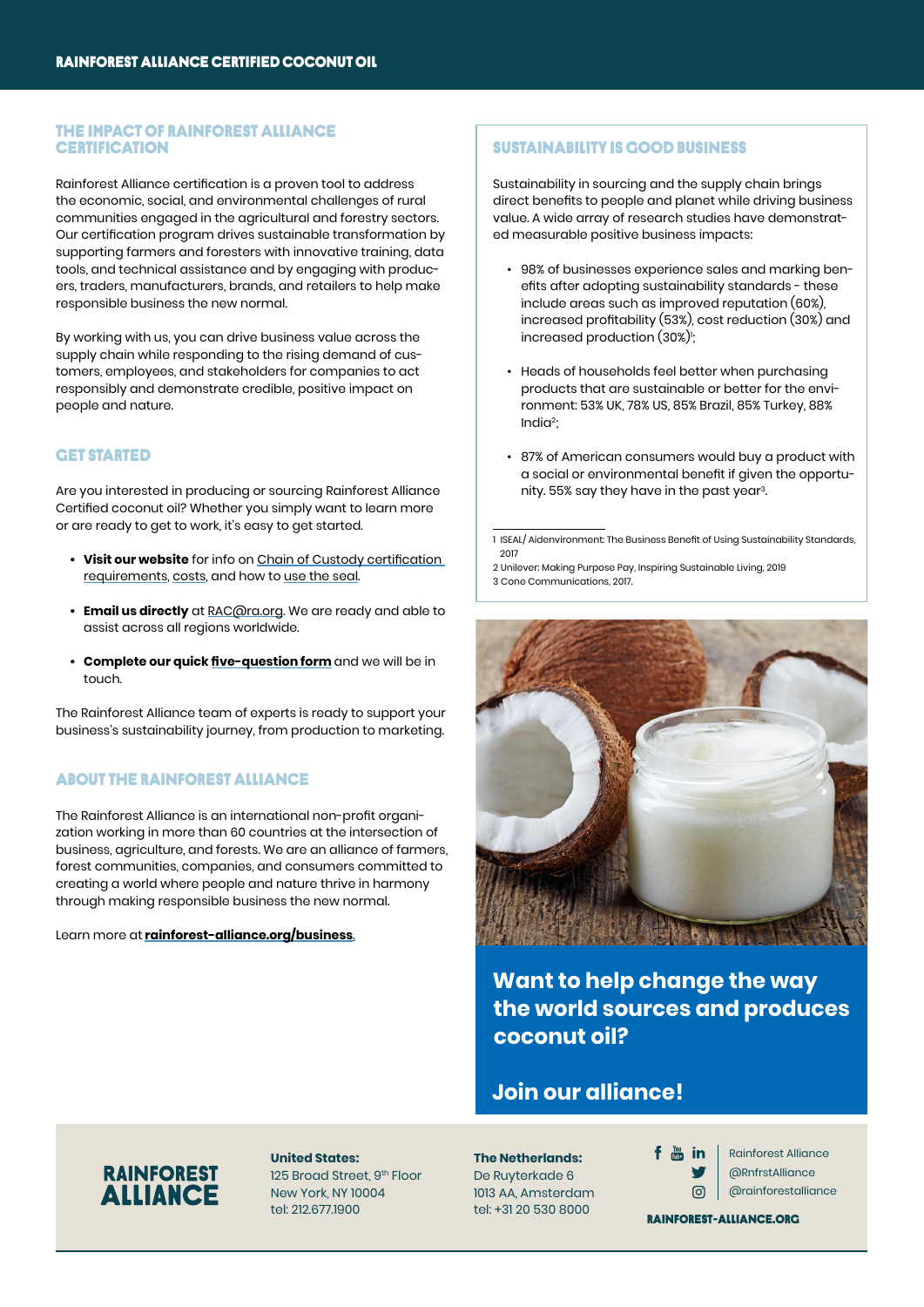## THE IMPACT OF RAINFOREST ALLIANCE CERTIFICATION

Rainforest Alliance certification is a proven tool to address the economic, social, and environmental challenges of rural communities engaged in the agricultural and forestry sectors. Our certification program drives sustainable transformation by supporting farmers and foresters with innovative training, data tools, and technical assistance and by engaging with producers, traders, manufacturers, brands, and retailers to help make responsible business the new normal.

By working with us, you can drive business value across the supply chain while responding to the rising demand of customers, employees, and stakeholders for companies to act responsibly and demonstrate credible, positive impact on people and nature.

## GET STARTED

Are you interested in producing or sourcing Rainforest Alliance Certified coconut oil? Whether you simply want to learn more or are ready to get to work, it's easy to get started.

- **Visit our website** for info on Chain of Custody certification requirements, costs, and how to use the seal.
- **Email us directly** at RAC@ra.org. We are ready and able to assist across all regions worldwide.
- **Complete our quick five-question form** and we will be in touch.

The Rainforest Alliance team of experts is ready to support your business's sustainability journey, from production to marketing.

## ABOUT THE RAINFOREST ALLIANCE

The Rainforest Alliance is an international non-profit organization working in more than 60 countries at the intersection of business, agriculture, and forests. We are an alliance of farmers, forest communities, companies, and consumers committed to creating a world where people and nature thrive in harmony through making responsible business the new normal.

Learn more at **rainforest-alliance.org/business**.

## SUSTAINABILITY IS GOOD BUSINESS

Sustainability in sourcing and the supply chain brings direct benefits to people and planet while driving business value. A wide array of research studies have demonstrated measurable positive business impacts:

- 98% of businesses experience sales and marking benefits after adopting sustainability standards - these include areas such as improved reputation (60%), increased profitability (53%), cost reduction (30%) and increased production (30%)[1];
- Heads of households feel better when purchasing products that are sustainable or better for the environment: 53% UK, 78% US, 85% Brazil, 85% Turkey, 88% India[2];
- 87% of American consumers would buy a product with a social or environmental benefit if given the opportunity. 55% say they have in the past year[3].

1 ISEAL/ Aidenvironment: The Business Benefit of Using Sustainability Standards, 2017
2 Unilever: Making Purpose Pay, Inspiring Sustainable Living, 2019
3 Cone Communications, 2017.

**Want to help change the way the world sources and produces coconut oil?**

**Join our alliance!**

RAINFOREST ALLIANCE

**United States:**
125 Broad Street, 9th Floor
New York, NY 10004
tel: 212.677.1900

**The Netherlands:**
De Ruyterkade 6
1013 AA, Amsterdam
tel: +31 20 530 8000

Rainforest Alliance
@RnfrstAlliance
@rainforestalliance

RAINFOREST-ALLIANCE.ORG